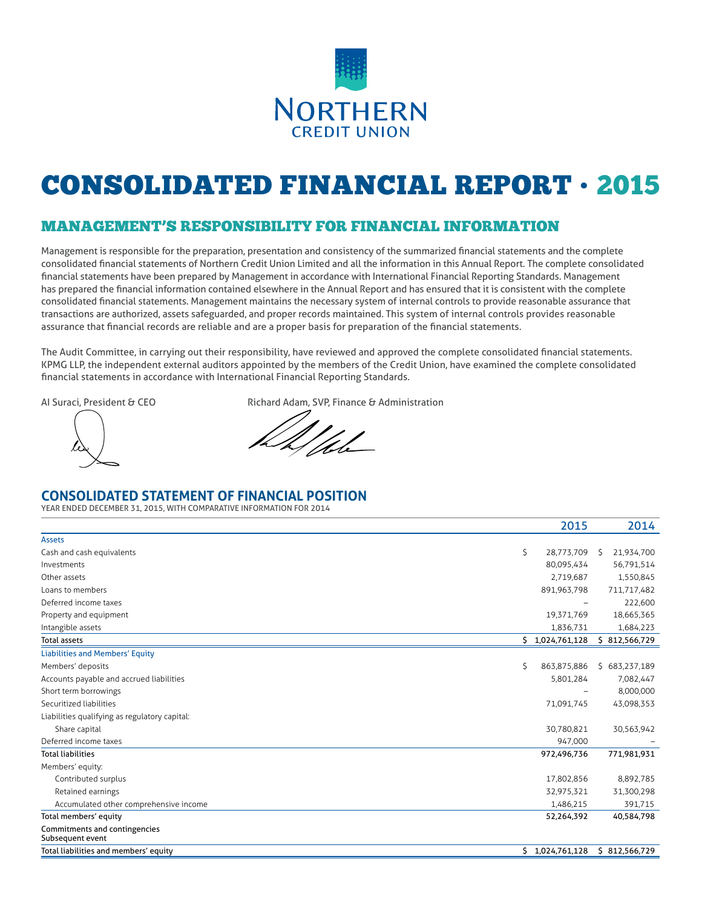# NORTHERN CREDIT UNION

# CONSOLIDATED FINANCIAL REPORT · 2015

## MANAGEMENT'S RESPONSIBILITY FOR FINANCIAL INFORMATION

Management is responsible for the preparation, presentation and consistency of the summarized financial statements and the complete consolidated financial statements of Northern Credit Union Limited and all the information in this Annual Report. The complete consolidated financial statements have been prepared by Management in accordance with International Financial Reporting Standards. Management has prepared the financial information contained elsewhere in the Annual Report and has ensured that it is consistent with the complete consolidated financial statements. Management maintains the necessary system of internal controls to provide reasonable assurance that transactions are authorized, assets safeguarded, and proper records maintained. This system of internal controls provides reasonable assurance that financial records are reliable and are a proper basis for preparation of the financial statements.

The Audit Committee, in carrying out their responsibility, have reviewed and approved the complete consolidated financial statements. KPMG LLP, the independent external auditors appointed by the members of the Credit Union, have examined the complete consolidated financial statements in accordance with International Financial Reporting Standards.

Al Suraci, President & CEO

Richard Adam, SVP, Finance & Administration

## CONSOLIDATED STATEMENT OF FINANCIAL POSITION

YEAR ENDED DECEMBER 31, 2015, WITH COMPARATIVE INFORMATION FOR 2014

| | 2015 | 2014 |
|---|---|---|
| **Assets** | | |
| Cash and cash equivalents | $ 28,773,709 | $ 21,934,700 |
| Investments | 80,095,434 | 56,791,514 |
| Other assets | 2,719,687 | 1,550,845 |
| Loans to members | 891,963,798 | 711,717,482 |
| Deferred income taxes | – | 222,600 |
| Property and equipment | 19,371,769 | 18,665,365 |
| Intangible assets | 1,836,731 | 1,684,223 |
| **Total assets** | **$ 1,024,761,128** | **$ 812,566,729** |
| **Liabilities and Members' Equity** | | |
| Members' deposits | $ 863,875,886 | $ 683,237,189 |
| Accounts payable and accrued liabilities | 5,801,284 | 7,082,447 |
| Short term borrowings | – | 8,000,000 |
| Securitized liabilities | 71,091,745 | 43,098,353 |
| Liabilities qualifying as regulatory capital: | | |
| Share capital | 30,780,821 | 30,563,942 |
| Deferred income taxes | 947,000 | – |
| **Total liabilities** | **972,496,736** | **771,981,931** |
| Members' equity: | | |
| Contributed surplus | 17,802,856 | 8,892,785 |
| Retained earnings | 32,975,321 | 31,300,298 |
| Accumulated other comprehensive income | 1,486,215 | 391,715 |
| **Total members' equity** | **52,264,392** | **40,584,798** |
| Commitments and contingencies | | |
| Subsequent event | | |
| **Total liabilities and members' equity** | **$ 1,024,761,128** | **$ 812,566,729** |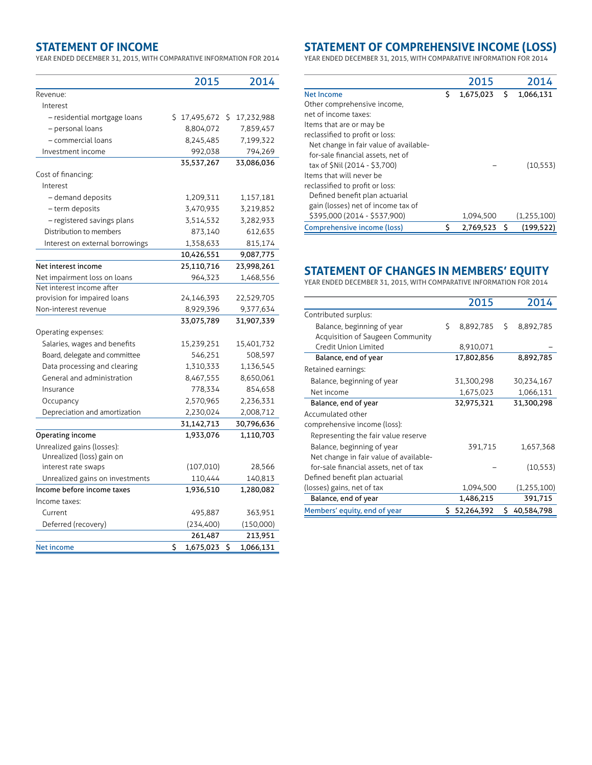## STATEMENT OF INCOME

YEAR ENDED DECEMBER 31, 2015, WITH COMPARATIVE INFORMATION FOR 2014

| | 2015 | 2014 |
|---|---|---|
| Revenue: | | |
| Interest | | |
| – residential mortgage loans | $ 17,495,672 | $ 17,232,988 |
| – personal loans | 8,804,072 | 7,859,457 |
| – commercial loans | 8,245,485 | 7,199,322 |
| Investment income | 992,038 | 794,269 |
| | **35,537,267** | **33,086,036** |
| Cost of financing: | | |
| Interest | | |
| – demand deposits | 1,209,311 | 1,157,181 |
| – term deposits | 3,470,935 | 3,219,852 |
| – registered savings plans | 3,514,532 | 3,282,933 |
| Distribution to members | 873,140 | 612,635 |
| Interest on external borrowings | 1,358,633 | 815,174 |
| | **10,426,551** | **9,087,775** |
| **Net interest income** | **25,110,716** | **23,998,261** |
| Net impairment loss on loans | 964,323 | 1,468,556 |
| Net interest income after provision for impaired loans | 24,146,393 | 22,529,705 |
| Non-interest revenue | 8,929,396 | 9,377,634 |
| | **33,075,789** | **31,907,339** |
| Operating expenses: | | |
| Salaries, wages and benefits | 15,239,251 | 15,401,732 |
| Board, delegate and committee | 546,251 | 508,597 |
| Data processing and clearing | 1,310,333 | 1,136,545 |
| General and administration | 8,467,555 | 8,650,061 |
| Insurance | 778,334 | 854,658 |
| Occupancy | 2,570,965 | 2,236,331 |
| Depreciation and amortization | 2,230,024 | 2,008,712 |
| | **31,142,713** | **30,796,636** |
| **Operating income** | **1,933,076** | **1,110,703** |
| Unrealized gains (losses): | | |
| Unrealized (loss) gain on interest rate swaps | (107,010) | 28,566 |
| Unrealized gains on investments | 110,444 | 140,813 |
| **Income before income taxes** | **1,936,510** | **1,280,082** |
| Income taxes: | | |
| Current | 495,887 | 363,951 |
| Deferred (recovery) | (234,400) | (150,000) |
| | **261,487** | **213,951** |
| **Net income** | **$ 1,675,023** | **$ 1,066,131** |

## STATEMENT OF COMPREHENSIVE INCOME (LOSS)

YEAR ENDED DECEMBER 31, 2015, WITH COMPARATIVE INFORMATION FOR 2014

| | 2015 | 2014 |
|---|---|---|
| **Net Income** | **$ 1,675,023** | **$ 1,066,131** |
| Other comprehensive income, net of income taxes: | | |
| Items that are or may be reclassified to profit or loss: | | |
| Net change in fair value of available-for-sale financial assets, net of tax of $Nil (2014 - $3,700) | – | (10,553) |
| Items that will never be reclassified to profit or loss: | | |
| Defined benefit plan actuarial gain (losses) net of income tax of $395,000 (2014 - $537,900) | 1,094,500 | (1,255,100) |
| **Comprehensive income (loss)** | **$ 2,769,523** | **$ (199,522)** |

## STATEMENT OF CHANGES IN MEMBERS' EQUITY

YEAR ENDED DECEMBER 31, 2015, WITH COMPARATIVE INFORMATION FOR 2014

| | 2015 | 2014 |
|---|---|---|
| Contributed surplus: | | |
| Balance, beginning of year | $ 8,892,785 | $ 8,892,785 |
| Acquisition of Saugeen Community Credit Union Limited | 8,910,071 | – |
| **Balance, end of year** | **17,802,856** | **8,892,785** |
| Retained earnings: | | |
| Balance, beginning of year | 31,300,298 | 30,234,167 |
| Net income | 1,675,023 | 1,066,131 |
| **Balance, end of year** | **32,975,321** | **31,300,298** |
| Accumulated other comprehensive income (loss): | | |
| Representing the fair value reserve | | |
| Balance, beginning of year | 391,715 | 1,657,368 |
| Net change in fair value of available-for-sale financial assets, net of tax | – | (10,553) |
| Defined benefit plan actuarial (losses) gains, net of tax | 1,094,500 | (1,255,100) |
| **Balance, end of year** | **1,486,215** | **391,715** |
| **Members' equity, end of year** | **$ 52,264,392** | **$ 40,584,798** |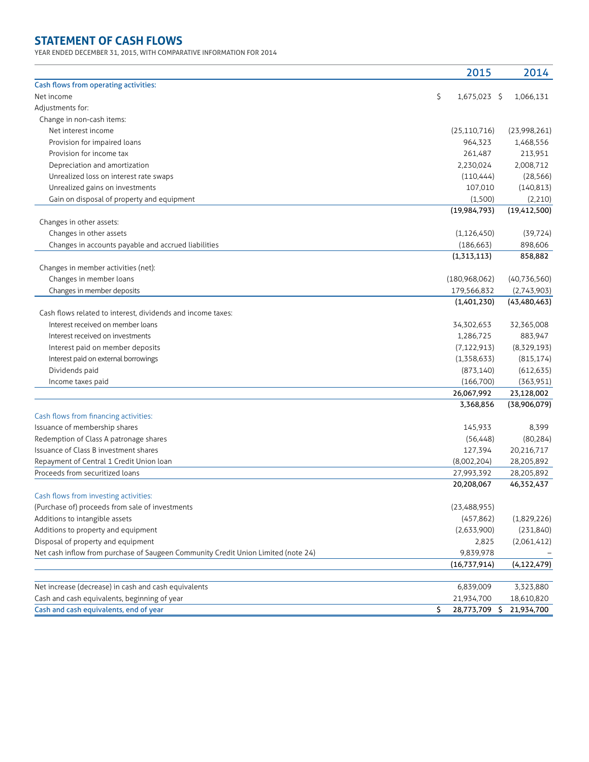# STATEMENT OF CASH FLOWS

YEAR ENDED DECEMBER 31, 2015, WITH COMPARATIVE INFORMATION FOR 2014

| | 2015 | 2014 |
|---|---|---|
| Cash flows from operating activities: | | |
| Net income | $ 1,675,023 | $ 1,066,131 |
| Adjustments for: | | |
| Change in non-cash items: | | |
| Net interest income | (25,110,716) | (23,998,261) |
| Provision for impaired loans | 964,323 | 1,468,556 |
| Provision for income tax | 261,487 | 213,951 |
| Depreciation and amortization | 2,230,024 | 2,008,712 |
| Unrealized loss on interest rate swaps | (110,444) | (28,566) |
| Unrealized gains on investments | 107,010 | (140,813) |
| Gain on disposal of property and equipment | (1,500) | (2,210) |
| | **(19,984,793)** | **(19,412,500)** |
| Changes in other assets: | | |
| Changes in other assets | (1,126,450) | (39,724) |
| Changes in accounts payable and accrued liabilities | (186,663) | 898,606 |
| | **(1,313,113)** | **858,882** |
| Changes in member activities (net): | | |
| Changes in member loans | (180,968,062) | (40,736,560) |
| Changes in member deposits | 179,566,832 | (2,743,903) |
| | **(1,401,230)** | **(43,480,463)** |
| Cash flows related to interest, dividends and income taxes: | | |
| Interest received on member loans | 34,302,653 | 32,365,008 |
| Interest received on investments | 1,286,725 | 883,947 |
| Interest paid on member deposits | (7,122,913) | (8,329,193) |
| Interest paid on external borrowings | (1,358,633) | (815,174) |
| Dividends paid | (873,140) | (612,635) |
| Income taxes paid | (166,700) | (363,951) |
| | **26,067,992** | **23,128,002** |
| | **3,368,856** | **(38,906,079)** |
| Cash flows from financing activities: | | |
| Issuance of membership shares | 145,933 | 8,399 |
| Redemption of Class A patronage shares | (56,448) | (80,284) |
| Issuance of Class B investment shares | 127,394 | 20,216,717 |
| Repayment of Central 1 Credit Union loan | (8,002,204) | 28,205,892 |
| Proceeds from securitized loans | 27,993,392 | 28,205,892 |
| | **20,208,067** | **46,352,437** |
| Cash flows from investing activities: | | |
| (Purchase of) proceeds from sale of investments | (23,488,955) | |
| Additions to intangible assets | (457,862) | (1,829,226) |
| Additions to property and equipment | (2,633,900) | (231,840) |
| Disposal of property and equipment | 2,825 | (2,061,412) |
| Net cash inflow from purchase of Saugeen Community Credit Union Limited (note 24) | 9,839,978 | – |
| | **(16,737,914)** | **(4,122,479)** |
| Net increase (decrease) in cash and cash equivalents | 6,839,009 | 3,323,880 |
| Cash and cash equivalents, beginning of year | 21,934,700 | 18,610,820 |
| Cash and cash equivalents, end of year | $ 28,773,709 | $ 21,934,700 |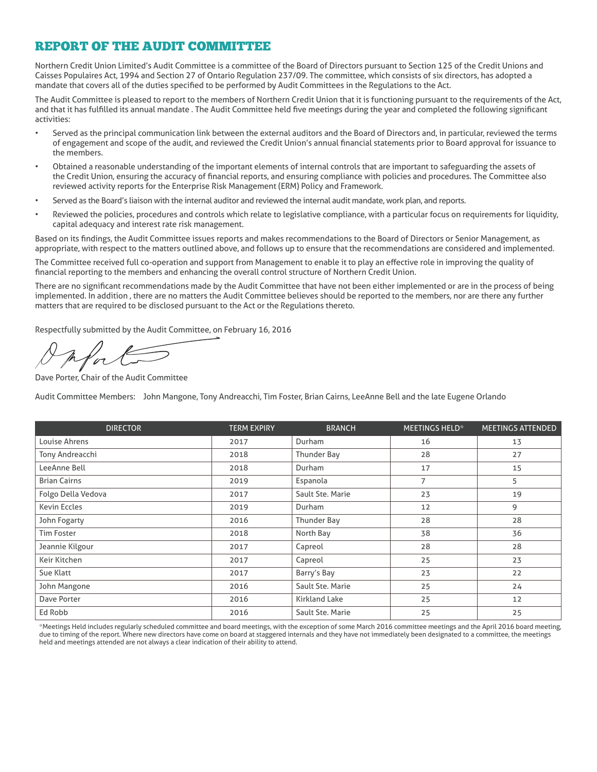# REPORT OF THE AUDIT COMMITTEE

Northern Credit Union Limited's Audit Committee is a committee of the Board of Directors pursuant to Section 125 of the Credit Unions and Caisses Populaires Act, 1994 and Section 27 of Ontario Regulation 237/09. The committee, which consists of six directors, has adopted a mandate that covers all of the duties specified to be performed by Audit Committees in the Regulations to the Act.

The Audit Committee is pleased to report to the members of Northern Credit Union that it is functioning pursuant to the requirements of the Act, and that it has fulfilled its annual mandate . The Audit Committee held five meetings during the year and completed the following significant activities:

- Served as the principal communication link between the external auditors and the Board of Directors and, in particular, reviewed the terms of engagement and scope of the audit, and reviewed the Credit Union's annual financial statements prior to Board approval for issuance to the members.
- Obtained a reasonable understanding of the important elements of internal controls that are important to safeguarding the assets of the Credit Union, ensuring the accuracy of financial reports, and ensuring compliance with policies and procedures. The Committee also reviewed activity reports for the Enterprise Risk Management (ERM) Policy and Framework.
- Served as the Board's liaison with the internal auditor and reviewed the internal audit mandate, work plan, and reports.
- Reviewed the policies, procedures and controls which relate to legislative compliance, with a particular focus on requirements for liquidity, capital adequacy and interest rate risk management.

Based on its findings, the Audit Committee issues reports and makes recommendations to the Board of Directors or Senior Management, as appropriate, with respect to the matters outlined above, and follows up to ensure that the recommendations are considered and implemented.

The Committee received full co-operation and support from Management to enable it to play an effective role in improving the quality of financial reporting to the members and enhancing the overall control structure of Northern Credit Union.

There are no significant recommendations made by the Audit Committee that have not been either implemented or are in the process of being implemented. In addition , there are no matters the Audit Committee believes should be reported to the members, nor are there any further matters that are required to be disclosed pursuant to the Act or the Regulations thereto.

Respectfully submitted by the Audit Committee, on February 16, 2016

Dave Porter, Chair of the Audit Committee

Audit Committee Members: John Mangone, Tony Andreacchi, Tim Foster, Brian Cairns, LeeAnne Bell and the late Eugene Orlando

| DIRECTOR | TERM EXPIRY | BRANCH | MEETINGS HELD* | MEETINGS ATTENDED |
|---|---|---|---|---|
| Louise Ahrens | 2017 | Durham | 16 | 13 |
| Tony Andreacchi | 2018 | Thunder Bay | 28 | 27 |
| LeeAnne Bell | 2018 | Durham | 17 | 15 |
| Brian Cairns | 2019 | Espanola | 7 | 5 |
| Folgo Della Vedova | 2017 | Sault Ste. Marie | 23 | 19 |
| Kevin Eccles | 2019 | Durham | 12 | 9 |
| John Fogarty | 2016 | Thunder Bay | 28 | 28 |
| Tim Foster | 2018 | North Bay | 38 | 36 |
| Jeannie Kilgour | 2017 | Capreol | 28 | 28 |
| Keir Kitchen | 2017 | Capreol | 25 | 23 |
| Sue Klatt | 2017 | Barry's Bay | 23 | 22 |
| John Mangone | 2016 | Sault Ste. Marie | 25 | 24 |
| Dave Porter | 2016 | Kirkland Lake | 25 | 12 |
| Ed Robb | 2016 | Sault Ste. Marie | 25 | 25 |

*Meetings Held includes regularly scheduled committee and board meetings, with the exception of some March 2016 committee meetings and the April 2016 board meeting, due to timing of the report. Where new directors have come on board at staggered internals and they have not immediately been designated to a committee, the meetings held and meetings attended are not always a clear indication of their ability to attend.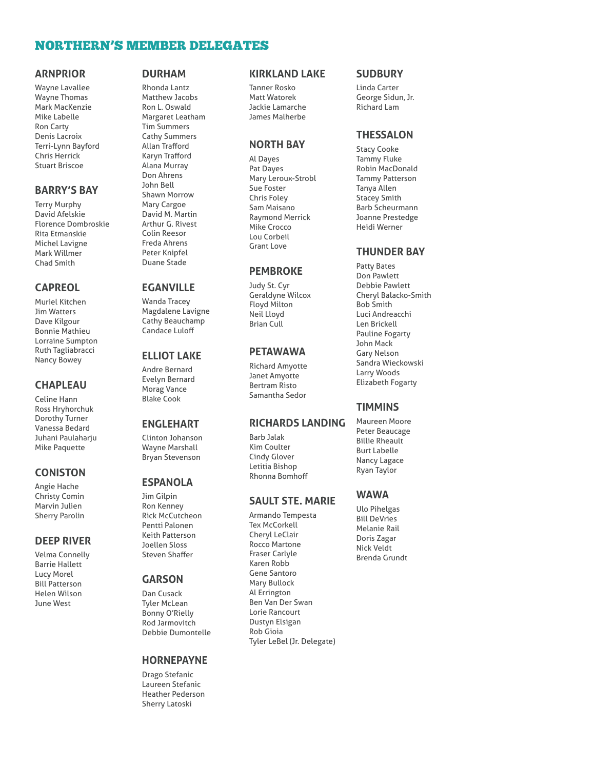# NORTHERN'S MEMBER DELEGATES

### ARNPRIOR

Wayne Lavallee
Wayne Thomas
Mark MacKenzie
Mike Labelle
Ron Carty
Denis Lacroix
Terri-Lynn Bayford
Chris Herrick
Stuart Briscoe

### BARRY'S BAY

Terry Murphy
David Afelskie
Florence Dombroskie
Rita Etmanskie
Michel Lavigne
Mark Willmer
Chad Smith

### CAPREOL

Muriel Kitchen
Jim Watters
Dave Kilgour
Bonnie Mathieu
Lorraine Sumpton
Ruth Tagliabracci
Nancy Bowey

### CHAPLEAU

Celine Hann
Ross Hryhorchuk
Dorothy Turner
Vanessa Bedard
Juhani Paulaharju
Mike Paquette

### CONISTON

Angie Hache
Christy Comin
Marvin Julien
Sherry Parolin

### DEEP RIVER

Velma Connelly
Barrie Hallett
Lucy Morel
Bill Patterson
Helen Wilson
June West

### DURHAM

Rhonda Lantz
Matthew Jacobs
Ron L. Oswald
Margaret Leatham
Tim Summers
Cathy Summers
Allan Trafford
Karyn Trafford
Alana Murray
Don Ahrens
John Bell
Shawn Morrow
Mary Cargoe
David M. Martin
Arthur G. Rivest
Colin Reesor
Freda Ahrens
Peter Knipfel
Duane Stade

### EGANVILLE

Wanda Tracey
Magdalene Lavigne
Cathy Beauchamp
Candace Luloff

### ELLIOT LAKE

Andre Bernard
Evelyn Bernard
Morag Vance
Blake Cook

### ENGLEHART

Clinton Johanson
Wayne Marshall
Bryan Stevenson

### ESPANOLA

Jim Gilpin
Ron Kenney
Rick McCutcheon
Pentti Palonen
Keith Patterson
Joellen Sloss
Steven Shaffer

### GARSON

Dan Cusack
Tyler McLean
Bonny O'Rielly
Rod Jarmovitch
Debbie Dumontelle

### HORNEPAYNE

Drago Stefanic
Laureen Stefanic
Heather Pederson
Sherry Latoski

### KIRKLAND LAKE

Tanner Rosko
Matt Watorek
Jackie Lamarche
James Malherbe

### NORTH BAY

Al Dayes
Pat Dayes
Mary Leroux-Strobl
Sue Foster
Chris Foley
Sam Maisano
Raymond Merrick
Mike Crocco
Lou Corbeil
Grant Love

### PEMBROKE

Judy St. Cyr
Geraldyne Wilcox
Floyd Milton
Neil Lloyd
Brian Cull

### PETAWAWA

Richard Amyotte
Janet Amyotte
Bertram Risto
Samantha Sedor

### RICHARDS LANDING

Barb Jalak
Kim Coulter
Cindy Glover
Letitia Bishop
Rhonna Bomhoff

### SAULT STE. MARIE

Armando Tempesta
Tex McCorkell
Cheryl LeClair
Rocco Martone
Fraser Carlyle
Karen Robb
Gene Santoro
Mary Bullock
Al Errington
Ben Van Der Swan
Lorie Rancourt
Dustyn Elsigan
Rob Gioia
Tyler LeBel (Jr. Delegate)

### SUDBURY

Linda Carter
George Sidun, Jr.
Richard Lam

### THESSALON

Stacy Cooke
Tammy Fluke
Robin MacDonald
Tammy Patterson
Tanya Allen
Stacey Smith
Barb Scheurmann
Joanne Prestedge
Heidi Werner

### THUNDER BAY

Patty Bates
Don Pawlett
Debbie Pawlett
Cheryl Balacko-Smith
Bob Smith
Luci Andreacchi
Len Brickell
Pauline Fogarty
John Mack
Gary Nelson
Sandra Wieckowski
Larry Woods
Elizabeth Fogarty

### TIMMINS

Maureen Moore
Peter Beaucage
Billie Rheault
Burt Labelle
Nancy Lagace
Ryan Taylor

### WAWA

Ulo Pihelgas
Bill DeVries
Melanie Rail
Doris Zagar
Nick Veldt
Brenda Grundt